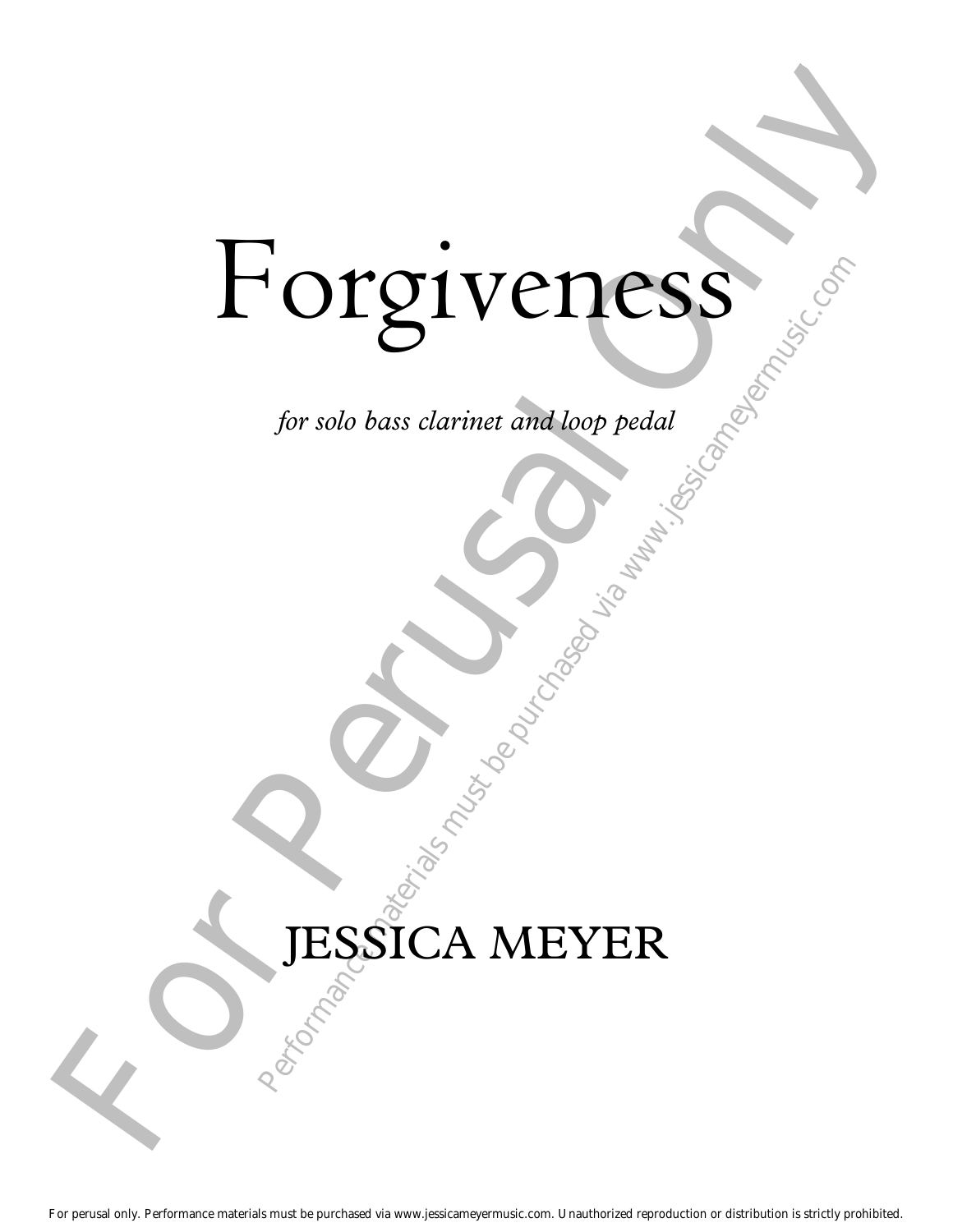# Forgiveness

*for solo bass clarinet and loop pedal*

JESSICA MEYER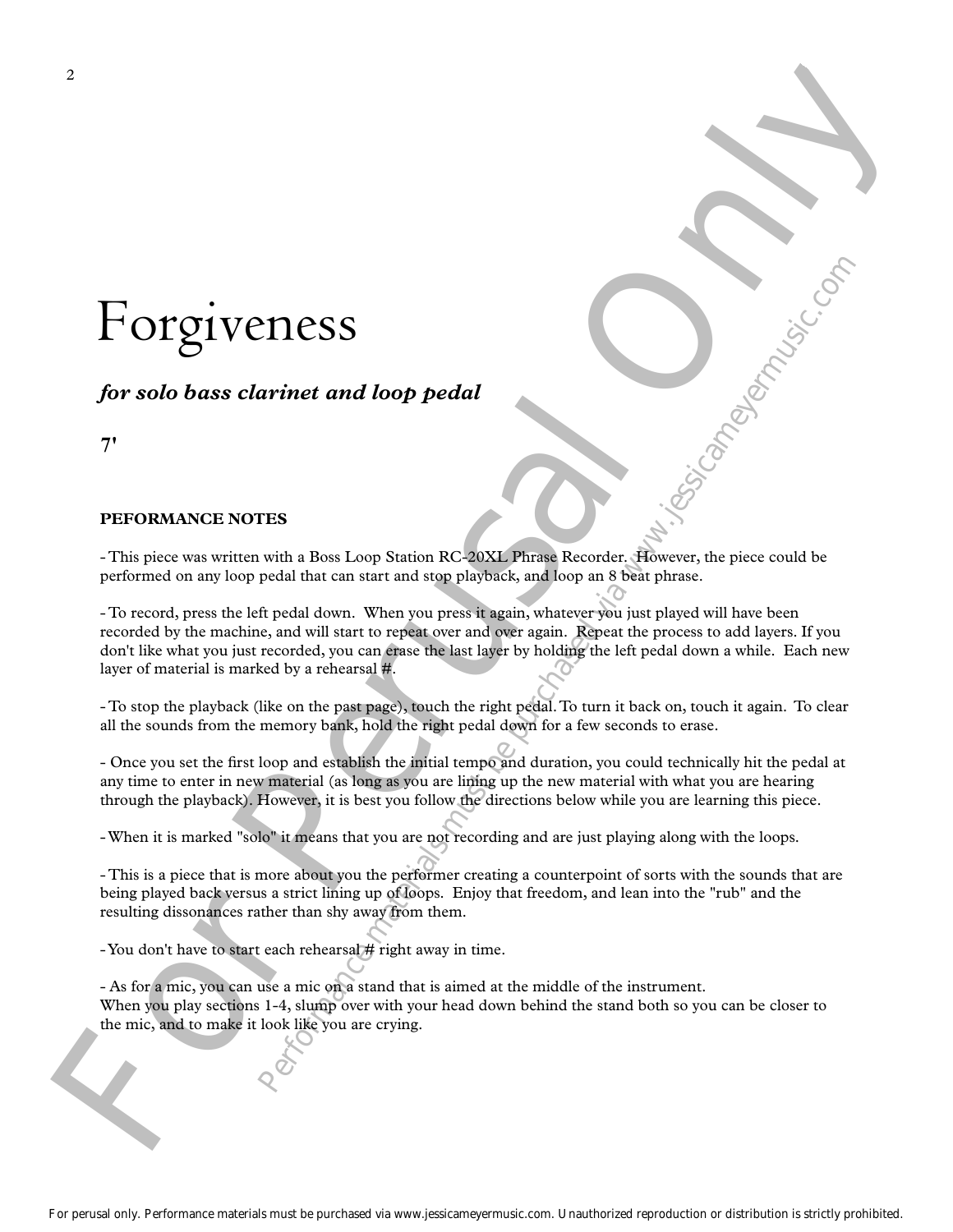# Forgiveness

***for solo bass clarinet and loop pedal***

**7'**

**PEFORMANCE NOTES**

- This piece was written with a Boss Loop Station RC-20XL Phrase Recorder. However, the piece could be performed on any loop pedal that can start and stop playback, and loop an 8 beat phrase.

- To record, press the left pedal down. When you press it again, whatever you just played will have been recorded by the machine, and will start to repeat over and over again. Repeat the process to add layers. If you don't like what you just recorded, you can erase the last layer by holding the left pedal down a while. Each new layer of material is marked by a rehearsal #.

- To stop the playback (like on the past page), touch the right pedal. To turn it back on, touch it again. To clear all the sounds from the memory bank, hold the right pedal down for a few seconds to erase.

- Once you set the first loop and establish the initial tempo and duration, you could technically hit the pedal at any time to enter in new material (as long as you are lining up the new material with what you are hearing through the playback). However, it is best you follow the directions below while you are learning this piece.

- When it is marked "solo" it means that you are not recording and are just playing along with the loops.

- This is a piece that is more about you the performer creating a counterpoint of sorts with the sounds that are being played back versus a strict lining up of loops. Enjoy that freedom, and lean into the "rub" and the resulting dissonances rather than shy away from them.

- You don't have to start each rehearsal # right away in time.

- As for a mic, you can use a mic on a stand that is aimed at the middle of the instrument.
When you play sections 1-4, slump over with your head down behind the stand both so you can be closer to the mic, and to make it look like you are crying.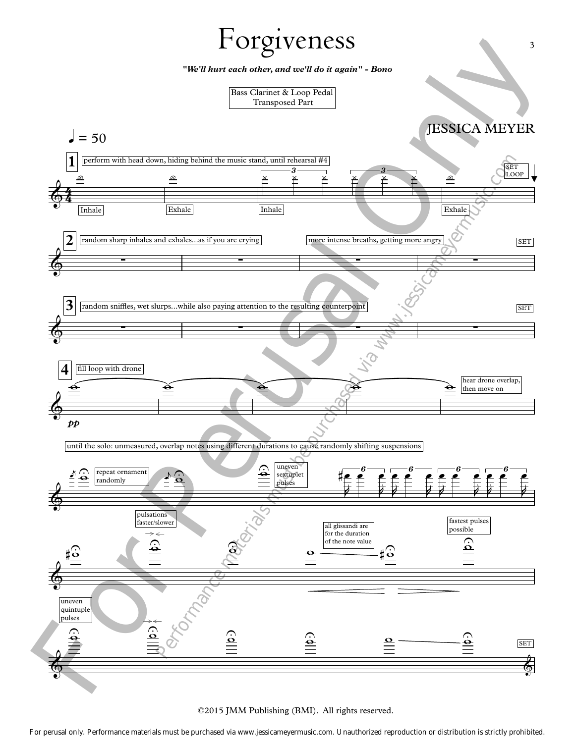# Forgiveness

***"We'll hurt each other, and we'll do it again" - Bono***

Bass Clarinet & Loop Pedal
Transposed Part

JESSICA MEYER

♩ = 50

**1** perform with head down, hiding behind the music stand, until rehearsal #4

Inhale — Exhale — Inhale — Exhale — SET LOOP

**2** random sharp inhales and exhales...as if you are crying — more intense breaths, getting more angry — SET

**3** random sniffles, wet slurps...while also paying attention to the resulting counterpoint — SET

**4** fill loop with drone — *pp* — hear drone overlap, then move on

until the solo: unmeasured, overlap notes using different durations to cause randomly shifting suspensions

repeat ornament randomly — uneven sextuplet pulses

pulsations faster/slower — all glissandi are for the duration of the note value — fastest pulses possible

uneven quintuple pulses — SET

©2015 JMM Publishing (BMI). All rights reserved.

For perusal only. Performance materials must be purchased via www.jessicameyermusic.com. Unauthorized reproduction or distribution is strictly prohibited.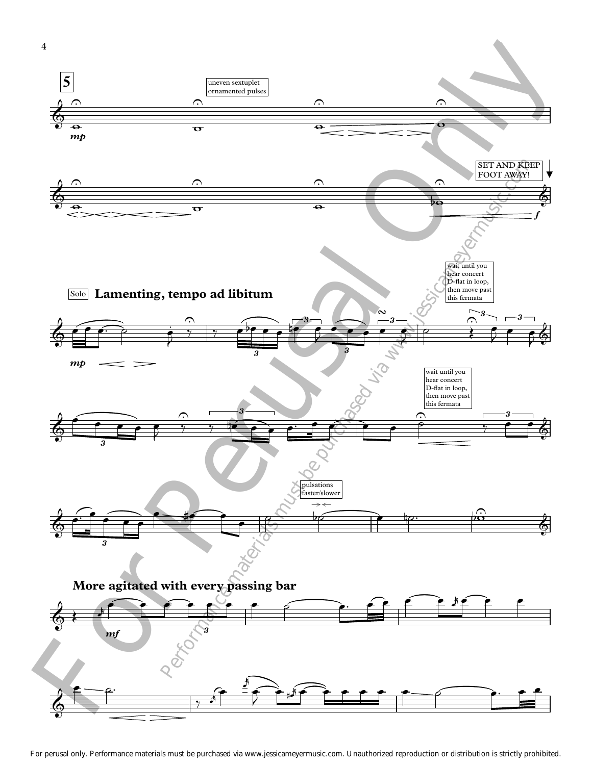**5**

uneven sextuplet ornamented pulses

*mp*

SET AND KEEP FOOT AWAY!

*f*

Solo **Lamenting, tempo ad libitum**

*mp*

wait until you hear concert D-flat in loop, then move past this fermata

wait until you hear concert D-flat in loop, then move past this fermata

pulsations faster/slower

**More agitated with every passing bar**

*mf*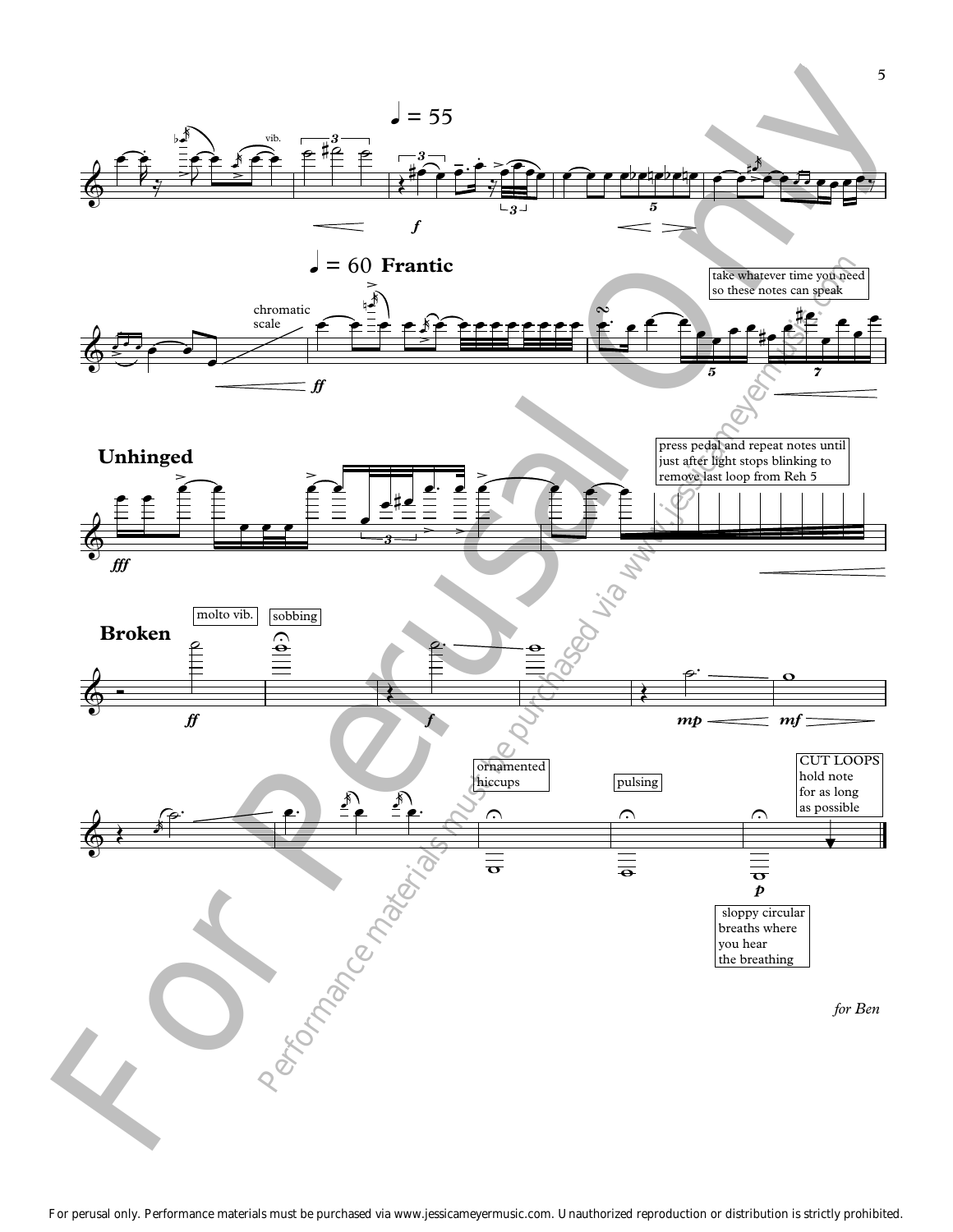♩ = 55

vib.

♩ = 60 **Frantic**

chromatic scale

take whatever time you need so these notes can speak

**Unhinged**

press pedal and repeat notes until just after light stops blinking to remove last loop from Reh 5

**Broken**

molto vib.

sobbing

ornamented hiccups

pulsing

CUT LOOPS hold note for as long as possible

sloppy circular breaths where you hear the breathing

*for Ben*

For Perusal Only

Performance materials must be purchased via www.jessicameyermusic.com

For perusal only. Performance materials must be purchased via www.jessicameyermusic.com. Unauthorized reproduction or distribution is strictly prohibited.